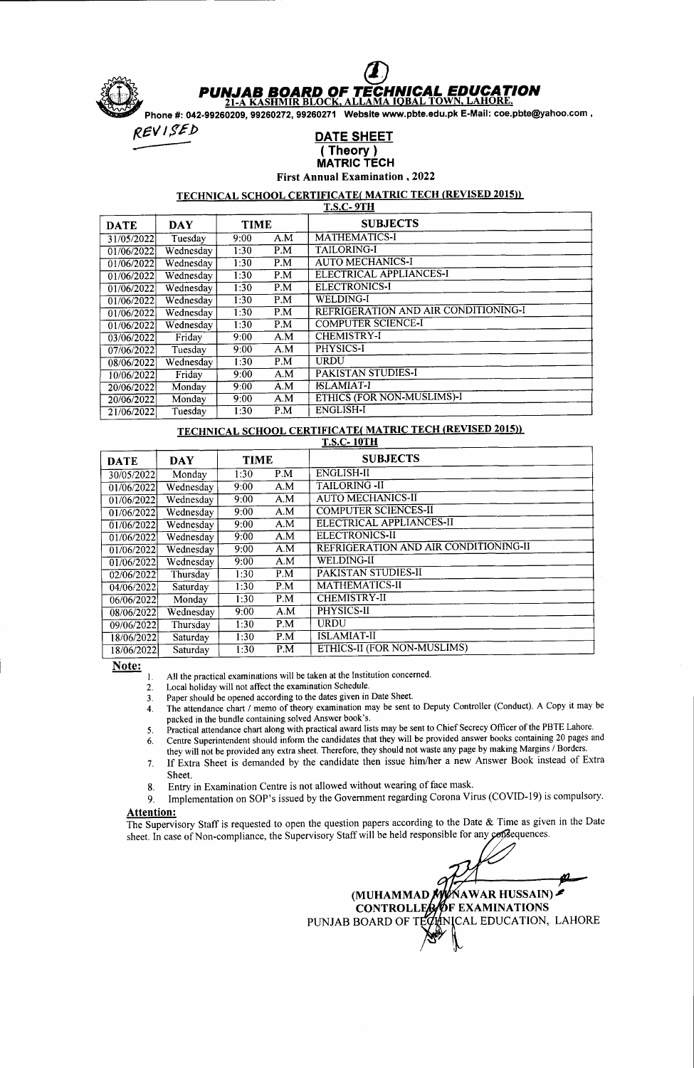# PUNJAB BOARD OF TECHNICAL EDUCATION

21-A KASHMIR BLOCK, ALLAMA IQBAL TOWN, LAHORE.

Phone #: 042-99260209, 99260272, 99260271 Website www.pbte.edu.pk E-Mail: coe.pbte@yahoo.com ,

REVISED

## DATE SHEET
## ( Theory )
## MATRIC TECH

**First Annual Examination , 2022**

### TECHNICAL SCHOOL CERTIFICATE( MATRIC TECH (REVISED 2015))

**T.S.C- 9TH**

| DATE | DAY | TIME | | SUBJECTS |
|---|---|---|---|---|
| 31/05/2022 | Tuesday | 9:00 | A.M | MATHEMATICS-I |
| 01/06/2022 | Wednesday | 1:30 | P.M | TAILORING-I |
| 01/06/2022 | Wednesday | 1:30 | P.M | AUTO MECHANICS-I |
| 01/06/2022 | Wednesday | 1:30 | P.M | ELECTRICAL APPLIANCES-I |
| 01/06/2022 | Wednesday | 1:30 | P.M | ELECTRONICS-I |
| 01/06/2022 | Wednesday | 1:30 | P.M | WELDING-I |
| 01/06/2022 | Wednesday | 1:30 | P.M | REFRIGERATION AND AIR CONDITIONING-I |
| 01/06/2022 | Wednesday | 1:30 | P.M | COMPUTER SCIENCE-I |
| 03/06/2022 | Friday | 9:00 | A.M | CHEMISTRY-I |
| 07/06/2022 | Tuesday | 9:00 | A.M | PHYSICS-I |
| 08/06/2022 | Wednesday | 1:30 | P.M | URDU |
| 10/06/2022 | Friday | 9:00 | A.M | PAKISTAN STUDIES-I |
| 20/06/2022 | Monday | 9:00 | A.M | ISLAMIAT-I |
| 20/06/2022 | Monday | 9:00 | A.M | ETHICS (FOR NON-MUSLIMS)-I |
| 21/06/2022 | Tuesday | 1:30 | P.M | ENGLISH-I |

### TECHNICAL SCHOOL CERTIFICATE( MATRIC TECH (REVISED 2015))

**T.S.C- 10TH**

| DATE | DAY | TIME | | SUBJECTS |
|---|---|---|---|---|
| 30/05/2022 | Monday | 1:30 | P.M | ENGLISH-II |
| 01/06/2022 | Wednesday | 9:00 | A.M | TAILORING -II |
| 01/06/2022 | Wednesday | 9:00 | A.M | AUTO MECHANICS-II |
| 01/06/2022 | Wednesday | 9:00 | A.M | COMPUTER SCIENCES-II |
| 01/06/2022 | Wednesday | 9:00 | A.M | ELECTRICAL APPLIANCES-II |
| 01/06/2022 | Wednesday | 9:00 | A.M | ELECTRONICS-II |
| 01/06/2022 | Wednesday | 9:00 | A.M | REFRIGERATION AND AIR CONDITIONING-II |
| 01/06/2022 | Wednesday | 9:00 | A.M | WELDING-II |
| 02/06/2022 | Thursday | 1:30 | P.M | PAKISTAN STUDIES-II |
| 04/06/2022 | Saturday | 1:30 | P.M | MATHEMATICS-II |
| 06/06/2022 | Monday | 1:30 | P.M | CHEMISTRY-II |
| 08/06/2022 | Wednesday | 9:00 | A.M | PHYSICS-II |
| 09/06/2022 | Thursday | 1:30 | P.M | URDU |
| 18/06/2022 | Saturday | 1:30 | P.M | ISLAMIAT-II |
| 18/06/2022 | Saturday | 1:30 | P.M | ETHICS-II (FOR NON-MUSLIMS) |

**Note:**

1. All the practical examinations will be taken at the Institution concerned.
2. Local holiday will not affect the examination Schedule.
3. Paper should be opened according to the dates given in Date Sheet.
4. The attendance chart / memo of theory examination may be sent to Deputy Controller (Conduct). A Copy it may be packed in the bundle containing solved Answer book's.
5. Practical attendance chart along with practical award lists may be sent to Chief Secrecy Officer of the PBTE Lahore.
6. Centre Superintendent should inform the candidates that they will be provided answer books containing 20 pages and they will not be provided any extra sheet. Therefore, they should not waste any page by making Margins / Borders.
7. If Extra Sheet is demanded by the candidate then issue him/her a new Answer Book instead of Extra Sheet.
8. Entry in Examination Centre is not allowed without wearing of face mask.
9. Implementation on SOP's issued by the Government regarding Corona Virus (COVID-19) is compulsory.

**Attention:**

The Supervisory Staff is requested to open the question papers according to the Date & Time as given in the Date sheet. In case of Non-compliance, the Supervisory Staff will be held responsible for any consequences.

(MUHAMMAD MUNAWAR HUSSAIN)
CONTROLLER OF EXAMINATIONS
PUNJAB BOARD OF TECHNICAL EDUCATION, LAHORE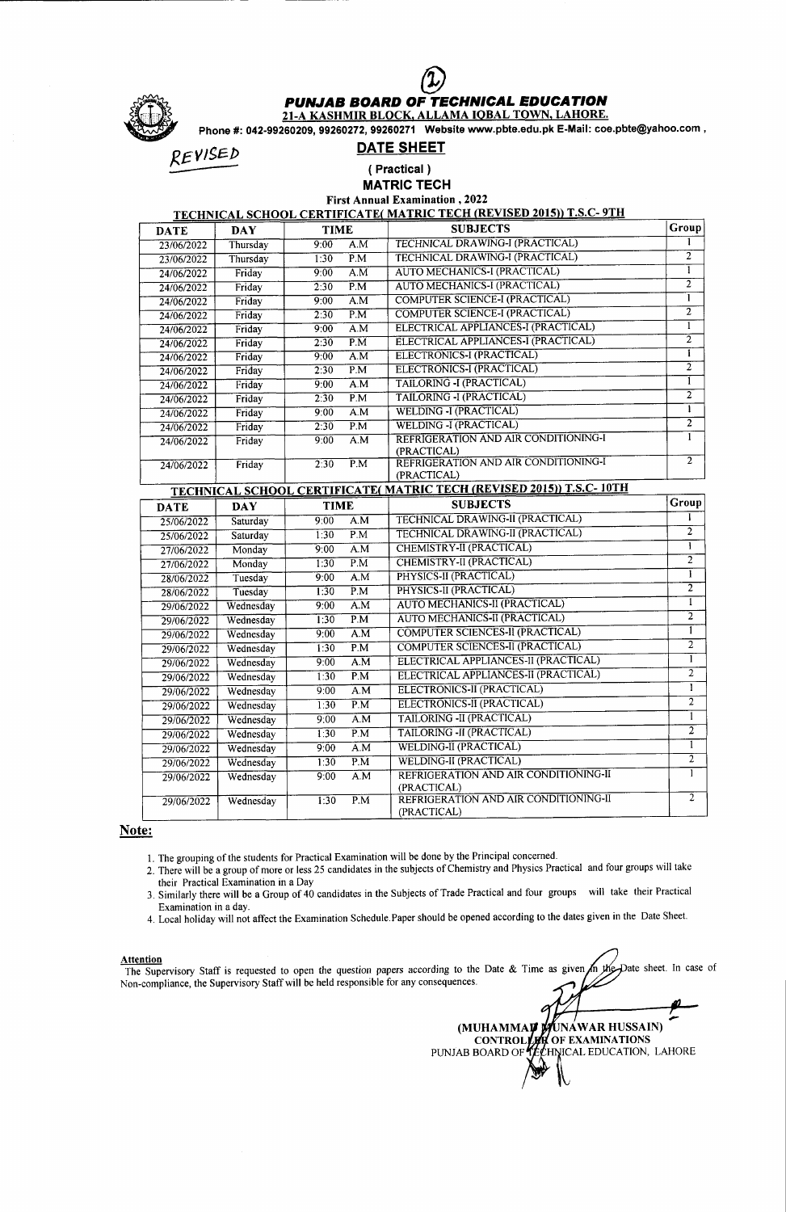(2)

# PUNJAB BOARD OF TECHNICAL EDUCATION

**21-A KASHMIR BLOCK, ALLAMA IQBAL TOWN, LAHORE.**

Phone #: 042-99260209, 99260272, 99260271 Website www.pbte.edu.pk E-Mail: coe.pbte@yahoo.com ,

REVISED

## DATE SHEET

**( Practical )**

**MATRIC TECH**

**First Annual Examination , 2022**

**TECHNICAL SCHOOL CERTIFICATE( MATRIC TECH (REVISED 2015)) T.S.C- 9TH**

| DATE | DAY | TIME | SUBJECTS | Group |
|---|---|---|---|---|
| 23/06/2022 | Thursday | 9:00 A.M | TECHNICAL DRAWING-I (PRACTICAL) | 1 |
| 23/06/2022 | Thursday | 1:30 P.M | TECHNICAL DRAWING-I (PRACTICAL) | 2 |
| 24/06/2022 | Friday | 9:00 A.M | AUTO MECHANICS-I (PRACTICAL) | 1 |
| 24/06/2022 | Friday | 2:30 P.M | AUTO MECHANICS-I (PRACTICAL) | 2 |
| 24/06/2022 | Friday | 9:00 A.M | COMPUTER SCIENCE-I (PRACTICAL) | 1 |
| 24/06/2022 | Friday | 2:30 P.M | COMPUTER SCIENCE-I (PRACTICAL) | 2 |
| 24/06/2022 | Friday | 9:00 A.M | ELECTRICAL APPLIANCES-I (PRACTICAL) | 1 |
| 24/06/2022 | Friday | 2:30 P.M | ELECTRICAL APPLIANCES-I (PRACTICAL) | 2 |
| 24/06/2022 | Friday | 9:00 A.M | ELECTRONICS-I (PRACTICAL) | 1 |
| 24/06/2022 | Friday | 2:30 P.M | ELECTRONICS-I (PRACTICAL) | 2 |
| 24/06/2022 | Friday | 9:00 A.M | TAILORING -I (PRACTICAL) | 1 |
| 24/06/2022 | Friday | 2:30 P.M | TAILORING -I (PRACTICAL) | 2 |
| 24/06/2022 | Friday | 9:00 A.M | WELDING -I (PRACTICAL) | 1 |
| 24/06/2022 | Friday | 2:30 P.M | WELDING -I (PRACTICAL) | 2 |
| 24/06/2022 | Friday | 9:00 A.M | REFRIGERATION AND AIR CONDITIONING-I (PRACTICAL) | 1 |
| 24/06/2022 | Friday | 2:30 P.M | REFRIGERATION AND AIR CONDITIONING-I (PRACTICAL) | 2 |

**TECHNICAL SCHOOL CERTIFICATE( MATRIC TECH (REVISED 2015)) T.S.C- 10TH**

| DATE | DAY | TIME | SUBJECTS | Group |
|---|---|---|---|---|
| 25/06/2022 | Saturday | 9:00 A.M | TECHNICAL DRAWING-II (PRACTICAL) | 1 |
| 25/06/2022 | Saturday | 1:30 P.M | TECHNICAL DRAWING-II (PRACTICAL) | 2 |
| 27/06/2022 | Monday | 9:00 A.M | CHEMISTRY-II (PRACTICAL) | 1 |
| 27/06/2022 | Monday | 1:30 P.M | CHEMISTRY-II (PRACTICAL) | 2 |
| 28/06/2022 | Tuesday | 9:00 A.M | PHYSICS-II (PRACTICAL) | 1 |
| 28/06/2022 | Tuesday | 1:30 P.M | PHYSICS-II (PRACTICAL) | 2 |
| 29/06/2022 | Wednesday | 9:00 A.M | AUTO MECHANICS-II (PRACTICAL) | 1 |
| 29/06/2022 | Wednesday | 1:30 P.M | AUTO MECHANICS-II (PRACTICAL) | 2 |
| 29/06/2022 | Wednesday | 9:00 A.M | COMPUTER SCIENCES-II (PRACTICAL) | 1 |
| 29/06/2022 | Wednesday | 1:30 P.M | COMPUTER SCIENCES-II (PRACTICAL) | 2 |
| 29/06/2022 | Wednesday | 9:00 A.M | ELECTRICAL APPLIANCES-II (PRACTICAL) | 1 |
| 29/06/2022 | Wednesday | 1:30 P.M | ELECTRICAL APPLIANCES-II (PRACTICAL) | 2 |
| 29/06/2022 | Wednesday | 9:00 A.M | ELECTRONICS-II (PRACTICAL) | 1 |
| 29/06/2022 | Wednesday | 1:30 P.M | ELECTRONICS-II (PRACTICAL) | 2 |
| 29/06/2022 | Wednesday | 9:00 A.M | TAILORING -II (PRACTICAL) | 1 |
| 29/06/2022 | Wednesday | 1:30 P.M | TAILORING -II (PRACTICAL) | 2 |
| 29/06/2022 | Wednesday | 9:00 A.M | WELDING-II (PRACTICAL) | 1 |
| 29/06/2022 | Wednesday | 1:30 P.M | WELDING-II (PRACTICAL) | 2 |
| 29/06/2022 | Wednesday | 9:00 A.M | REFRIGERATION AND AIR CONDITIONING-II (PRACTICAL) | 1 |
| 29/06/2022 | Wednesday | 1:30 P.M | REFRIGERATION AND AIR CONDITIONING-II (PRACTICAL) | 2 |

**Note:**

1. The grouping of the students for Practical Examination will be done by the Principal concerned.
2. There will be a group of more or less 25 candidates in the subjects of Chemistry and Physics Practical and four groups will take their Practical Examination in a Day
3. Similarly there will be a Group of 40 candidates in the Subjects of Trade Practical and four groups will take their Practical Examination in a day.
4. Local holiday will not affect the Examination Schedule.Paper should be opened according to the dates given in the Date Sheet.

**Attention**

The Supervisory Staff is requested to open the question papers according to the Date & Time as given in the Date sheet. In case of Non-compliance, the Supervisory Staff will be held responsible for any consequences.

**(MUHAMMAD MUNAWAR HUSSAIN)**
**CONTROLLER OF EXAMINATIONS**
PUNJAB BOARD OF TECHNICAL EDUCATION, LAHORE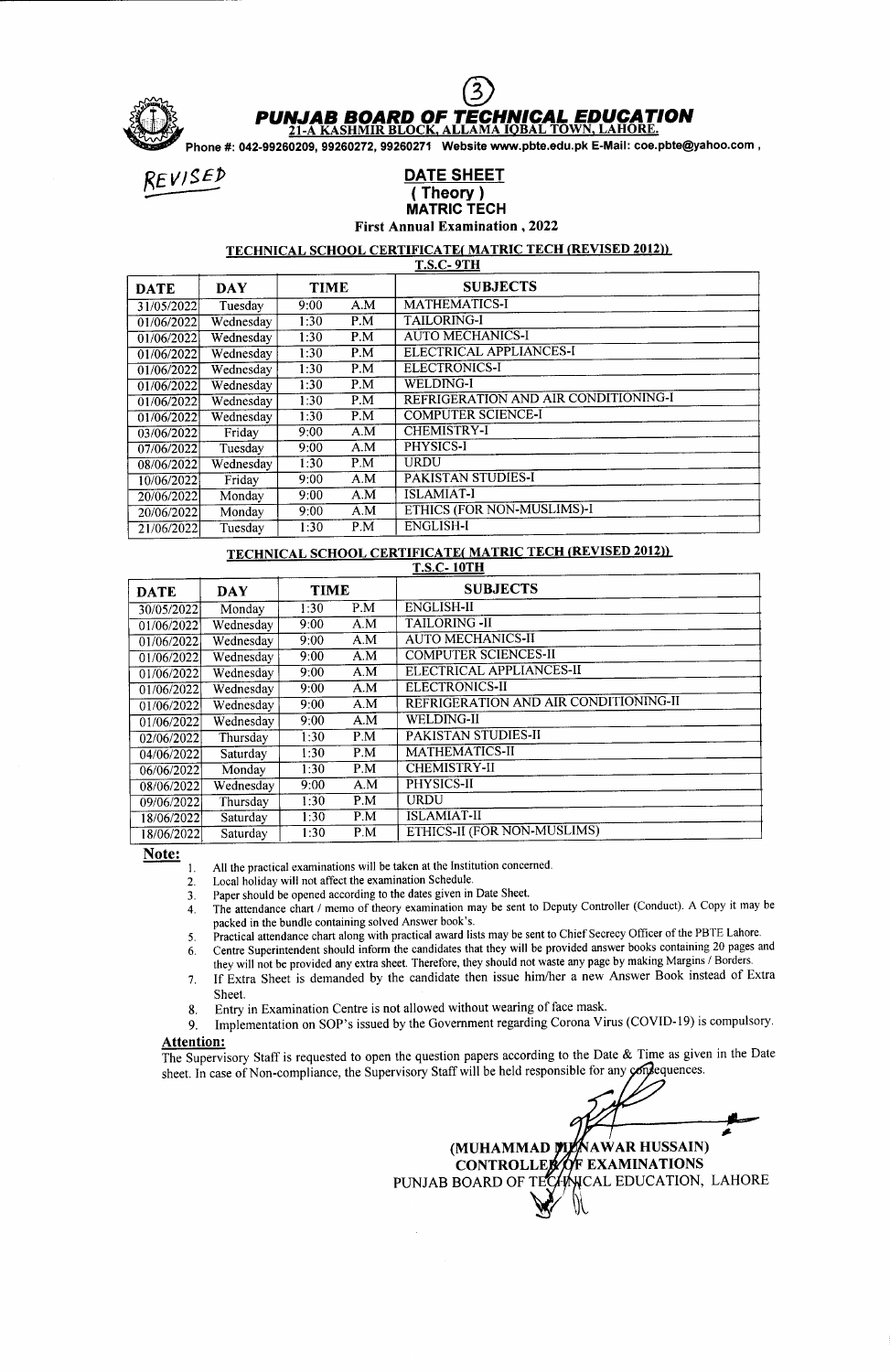# PUNJAB BOARD OF TECHNICAL EDUCATION

21-A KASHMIR BLOCK, ALLAMA IQBAL TOWN, LAHORE.

Phone #: 042-99260209, 99260272, 99260271 Website www.pbte.edu.pk E-Mail: coe.pbte@yahoo.com ,

REVISED

## DATE SHEET
### ( Theory )
### MATRIC TECH
### First Annual Examination , 2022

#### TECHNICAL SCHOOL CERTIFICATE( MATRIC TECH (REVISED 2012))
#### T.S.C- 9TH

| DATE | DAY | TIME | | SUBJECTS |
|---|---|---|---|---|
| 31/05/2022 | Tuesday | 9:00 | A.M | MATHEMATICS-I |
| 01/06/2022 | Wednesday | 1:30 | P.M | TAILORING-I |
| 01/06/2022 | Wednesday | 1:30 | P.M | AUTO MECHANICS-I |
| 01/06/2022 | Wednesday | 1:30 | P.M | ELECTRICAL APPLIANCES-I |
| 01/06/2022 | Wednesday | 1:30 | P.M | ELECTRONICS-I |
| 01/06/2022 | Wednesday | 1:30 | P.M | WELDING-I |
| 01/06/2022 | Wednesday | 1:30 | P.M | REFRIGERATION AND AIR CONDITIONING-I |
| 01/06/2022 | Wednesday | 1:30 | P.M | COMPUTER SCIENCE-I |
| 03/06/2022 | Friday | 9:00 | A.M | CHEMISTRY-I |
| 07/06/2022 | Tuesday | 9:00 | A.M | PHYSICS-I |
| 08/06/2022 | Wednesday | 1:30 | P.M | URDU |
| 10/06/2022 | Friday | 9:00 | A.M | PAKISTAN STUDIES-I |
| 20/06/2022 | Monday | 9:00 | A.M | ISLAMIAT-I |
| 20/06/2022 | Monday | 9:00 | A.M | ETHICS (FOR NON-MUSLIMS)-I |
| 21/06/2022 | Tuesday | 1:30 | P.M | ENGLISH-I |

#### TECHNICAL SCHOOL CERTIFICATE( MATRIC TECH (REVISED 2012))
#### T.S.C- 10TH

| DATE | DAY | TIME | | SUBJECTS |
|---|---|---|---|---|
| 30/05/2022 | Monday | 1:30 | P.M | ENGLISH-II |
| 01/06/2022 | Wednesday | 9:00 | A.M | TAILORING -II |
| 01/06/2022 | Wednesday | 9:00 | A.M | AUTO MECHANICS-II |
| 01/06/2022 | Wednesday | 9:00 | A.M | COMPUTER SCIENCES-II |
| 01/06/2022 | Wednesday | 9:00 | A.M | ELECTRICAL APPLIANCES-II |
| 01/06/2022 | Wednesday | 9:00 | A.M | ELECTRONICS-II |
| 01/06/2022 | Wednesday | 9:00 | A.M | REFRIGERATION AND AIR CONDITIONING-II |
| 01/06/2022 | Wednesday | 9:00 | A.M | WELDING-II |
| 02/06/2022 | Thursday | 1:30 | P.M | PAKISTAN STUDIES-II |
| 04/06/2022 | Saturday | 1:30 | P.M | MATHEMATICS-II |
| 06/06/2022 | Monday | 1:30 | P.M | CHEMISTRY-II |
| 08/06/2022 | Wednesday | 9:00 | A.M | PHYSICS-II |
| 09/06/2022 | Thursday | 1:30 | P.M | URDU |
| 18/06/2022 | Saturday | 1:30 | P.M | ISLAMIAT-II |
| 18/06/2022 | Saturday | 1:30 | P.M | ETHICS-II (FOR NON-MUSLIMS) |

**Note:**

1. All the practical examinations will be taken at the Institution concerned.
2. Local holiday will not affect the examination Schedule.
3. Paper should be opened according to the dates given in Date Sheet.
4. The attendance chart / memo of theory examination may be sent to Deputy Controller (Conduct). A Copy it may be packed in the bundle containing solved Answer book's.
5. Practical attendance chart along with practical award lists may be sent to Chief Secrecy Officer of the PBTE Lahore.
6. Centre Superintendent should inform the candidates that they will be provided answer books containing 20 pages and they will not be provided any extra sheet. Therefore, they should not waste any page by making Margins / Borders.
7. If Extra Sheet is demanded by the candidate then issue him/her a new Answer Book instead of Extra Sheet.
8. Entry in Examination Centre is not allowed without wearing of face mask.
9. Implementation on SOP's issued by the Government regarding Corona Virus (COVID-19) is compulsory.

**Attention:**

The Supervisory Staff is requested to open the question papers according to the Date & Time as given in the Date sheet. In case of Non-compliance, the Supervisory Staff will be held responsible for any consequences.

(MUHAMMAD MUNAWAR HUSSAIN)
CONTROLLER OF EXAMINATIONS
PUNJAB BOARD OF TECHNICAL EDUCATION, LAHORE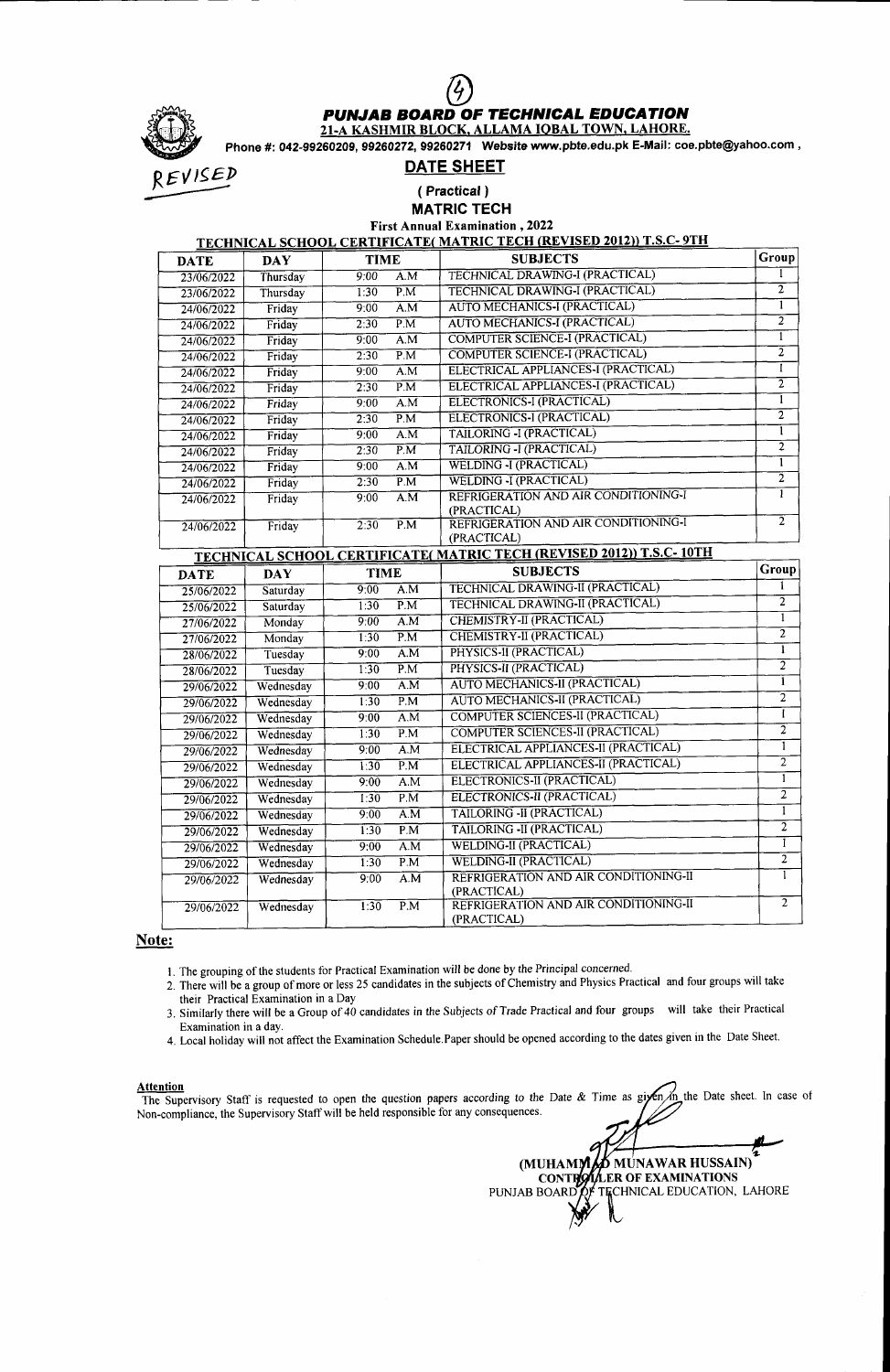(4)

# PUNJAB BOARD OF TECHNICAL EDUCATION

**21-A KASHMIR BLOCK, ALLAMA IQBAL TOWN, LAHORE.**

Phone #: 042-99260209, 99260272, 99260271 Website www.pbte.edu.pk E-Mail: coe.pbte@yahoo.com ,

REVISED

## DATE SHEET

**( Practical )**

**MATRIC TECH**

**First Annual Examination , 2022**

### TECHNICAL SCHOOL CERTIFICATE( MATRIC TECH (REVISED 2012)) T.S.C- 9TH

| DATE | DAY | TIME | SUBJECTS | Group |
|---|---|---|---|---|
| 23/06/2022 | Thursday | 9:00 A.M | TECHNICAL DRAWING-I (PRACTICAL) | 1 |
| 23/06/2022 | Thursday | 1:30 P.M | TECHNICAL DRAWING-I (PRACTICAL) | 2 |
| 24/06/2022 | Friday | 9:00 A.M | AUTO MECHANICS-I (PRACTICAL) | 1 |
| 24/06/2022 | Friday | 2:30 P.M | AUTO MECHANICS-I (PRACTICAL) | 2 |
| 24/06/2022 | Friday | 9:00 A.M | COMPUTER SCIENCE-I (PRACTICAL) | 1 |
| 24/06/2022 | Friday | 2:30 P.M | COMPUTER SCIENCE-I (PRACTICAL) | 2 |
| 24/06/2022 | Friday | 9:00 A.M | ELECTRICAL APPLIANCES-I (PRACTICAL) | 1 |
| 24/06/2022 | Friday | 2:30 P.M | ELECTRICAL APPLIANCES-I (PRACTICAL) | 2 |
| 24/06/2022 | Friday | 9:00 A.M | ELECTRONICS-I (PRACTICAL) | 1 |
| 24/06/2022 | Friday | 2:30 P.M | ELECTRONICS-I (PRACTICAL) | 2 |
| 24/06/2022 | Friday | 9:00 A.M | TAILORING -I (PRACTICAL) | 1 |
| 24/06/2022 | Friday | 2:30 P.M | TAILORING -I (PRACTICAL) | 2 |
| 24/06/2022 | Friday | 9:00 A.M | WELDING -I (PRACTICAL) | 1 |
| 24/06/2022 | Friday | 2:30 P.M | WELDING -I (PRACTICAL) | 2 |
| 24/06/2022 | Friday | 9:00 A.M | REFRIGERATION AND AIR CONDITIONING-I (PRACTICAL) | 1 |
| 24/06/2022 | Friday | 2:30 P.M | REFRIGERATION AND AIR CONDITIONING-I (PRACTICAL) | 2 |

### TECHNICAL SCHOOL CERTIFICATE( MATRIC TECH (REVISED 2012)) T.S.C- 10TH

| DATE | DAY | TIME | SUBJECTS | Group |
|---|---|---|---|---|
| 25/06/2022 | Saturday | 9:00 A.M | TECHNICAL DRAWING-II (PRACTICAL) | 1 |
| 25/06/2022 | Saturday | 1:30 P.M | TECHNICAL DRAWING-II (PRACTICAL) | 2 |
| 27/06/2022 | Monday | 9:00 A.M | CHEMISTRY-II (PRACTICAL) | 1 |
| 27/06/2022 | Monday | 1:30 P.M | CHEMISTRY-II (PRACTICAL) | 2 |
| 28/06/2022 | Tuesday | 9:00 A.M | PHYSICS-II (PRACTICAL) | 1 |
| 28/06/2022 | Tuesday | 1:30 P.M | PHYSICS-II (PRACTICAL) | 2 |
| 29/06/2022 | Wednesday | 9:00 A.M | AUTO MECHANICS-II (PRACTICAL) | 1 |
| 29/06/2022 | Wednesday | 1:30 P.M | AUTO MECHANICS-II (PRACTICAL) | 2 |
| 29/06/2022 | Wednesday | 9:00 A.M | COMPUTER SCIENCES-II (PRACTICAL) | 1 |
| 29/06/2022 | Wednesday | 1:30 P.M | COMPUTER SCIENCES-II (PRACTICAL) | 2 |
| 29/06/2022 | Wednesday | 9:00 A.M | ELECTRICAL APPLIANCES-II (PRACTICAL) | 1 |
| 29/06/2022 | Wednesday | 1:30 P.M | ELECTRICAL APPLIANCES-II (PRACTICAL) | 2 |
| 29/06/2022 | Wednesday | 9:00 A.M | ELECTRONICS-II (PRACTICAL) | 1 |
| 29/06/2022 | Wednesday | 1:30 P.M | ELECTRONICS-II (PRACTICAL) | 2 |
| 29/06/2022 | Wednesday | 9:00 A.M | TAILORING -II (PRACTICAL) | 1 |
| 29/06/2022 | Wednesday | 1:30 P.M | TAILORING -II (PRACTICAL) | 2 |
| 29/06/2022 | Wednesday | 9:00 A.M | WELDING-II (PRACTICAL) | 1 |
| 29/06/2022 | Wednesday | 1:30 P.M | WELDING-II (PRACTICAL) | 2 |
| 29/06/2022 | Wednesday | 9:00 A.M | REFRIGERATION AND AIR CONDITIONING-II (PRACTICAL) | 1 |
| 29/06/2022 | Wednesday | 1:30 P.M | REFRIGERATION AND AIR CONDITIONING-II (PRACTICAL) | 2 |

**Note:**

1. The grouping of the students for Practical Examination will be done by the Principal concerned.
2. There will be a group of more or less 25 candidates in the subjects of Chemistry and Physics Practical and four groups will take their Practical Examination in a Day
3. Similarly there will be a Group of 40 candidates in the Subjects of Trade Practical and four groups will take their Practical Examination in a day.
4. Local holiday will not affect the Examination Schedule.Paper should be opened according to the dates given in the Date Sheet.

**Attention**

The Supervisory Staff is requested to open the question papers according to the Date & Time as given in the Date sheet. In case of Non-compliance, the Supervisory Staff will be held responsible for any consequences.

**(MUHAMMAD MUNAWAR HUSSAIN)**
**CONTROLLER OF EXAMINATIONS**
PUNJAB BOARD OF TECHNICAL EDUCATION, LAHORE